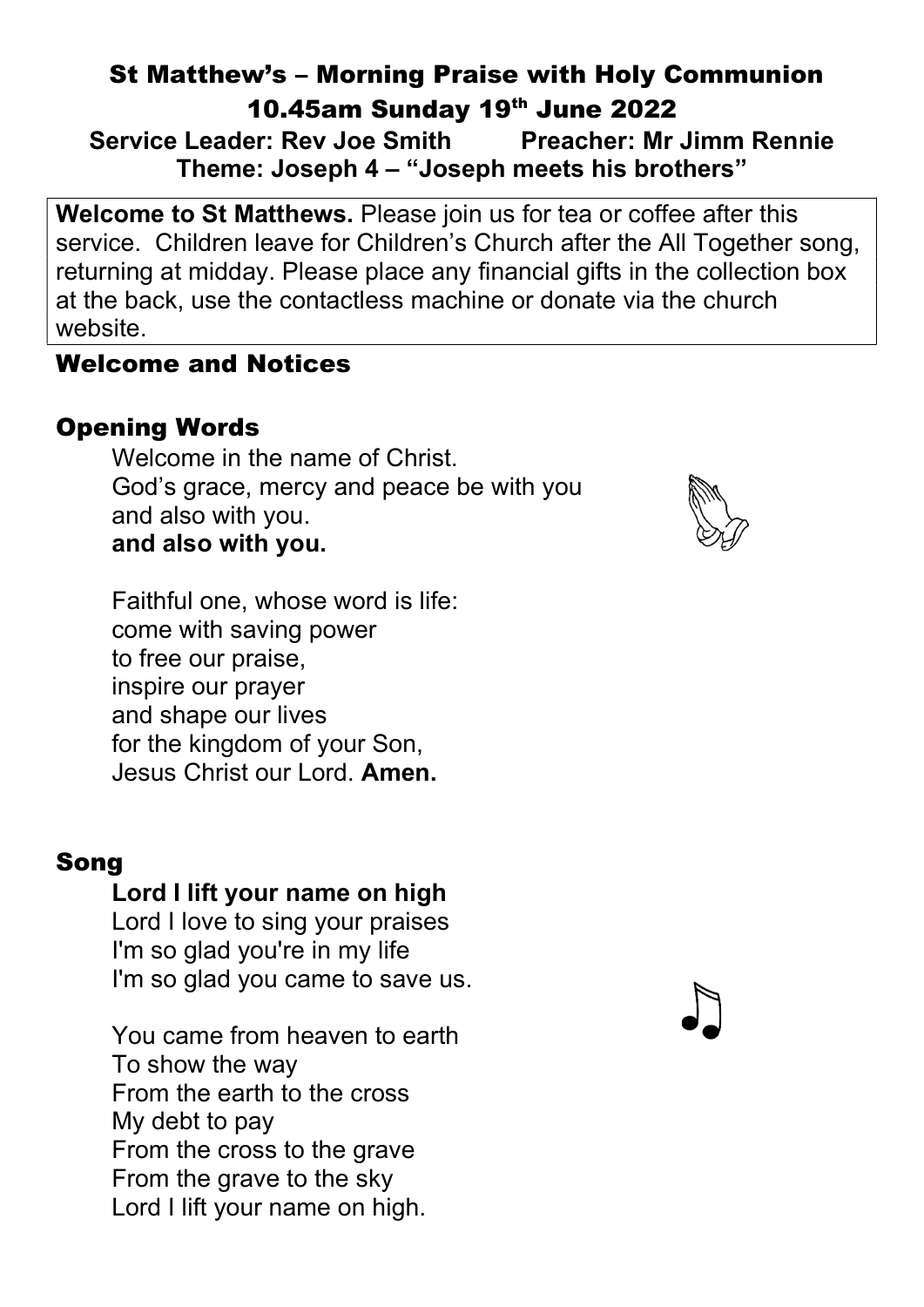# St Matthew's – Morning Praise with Holy Communion

## 10.45am Sunday 19th June 2022

**Service Leader: Rev Joe Smith     Preacher: Mr Jimm Rennie**

**Theme: Joseph 4 – "Joseph meets his brothers"**

**Welcome to St Matthews.** Please join us for tea or coffee after this service. Children leave for Children's Church after the All Together song, returning at midday. Please place any financial gifts in the collection box at the back, use the contactless machine or donate via the church website.

## Welcome and Notices

## Opening Words

Welcome in the name of Christ.
God's grace, mercy and peace be with you
and also with you.
**and also with you.**

Faithful one, whose word is life:
come with saving power
to free our praise,
inspire our prayer
and shape our lives
for the kingdom of your Son,
Jesus Christ our Lord. **Amen.**

## Song

**Lord I lift your name on high**
Lord I love to sing your praises
I'm so glad you're in my life
I'm so glad you came to save us.

You came from heaven to earth
To show the way
From the earth to the cross
My debt to pay
From the cross to the grave
From the grave to the sky
Lord I lift your name on high.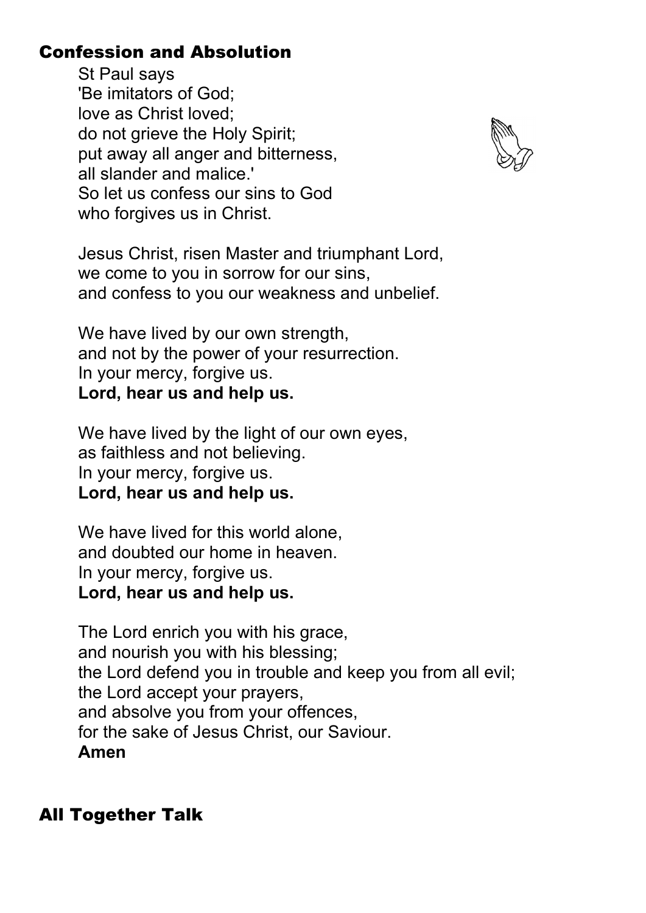## Confession and Absolution

St Paul says
'Be imitators of God;
love as Christ loved;
do not grieve the Holy Spirit;
put away all anger and bitterness,
all slander and malice.'
So let us confess our sins to God
who forgives us in Christ.

Jesus Christ, risen Master and triumphant Lord,
we come to you in sorrow for our sins,
and confess to you our weakness and unbelief.

We have lived by our own strength,
and not by the power of your resurrection.
In your mercy, forgive us.
**Lord, hear us and help us.**

We have lived by the light of our own eyes,
as faithless and not believing.
In your mercy, forgive us.
**Lord, hear us and help us.**

We have lived for this world alone,
and doubted our home in heaven.
In your mercy, forgive us.
**Lord, hear us and help us.**

The Lord enrich you with his grace,
and nourish you with his blessing;
the Lord defend you in trouble and keep you from all evil;
the Lord accept your prayers,
and absolve you from your offences,
for the sake of Jesus Christ, our Saviour.
**Amen**

## All Together Talk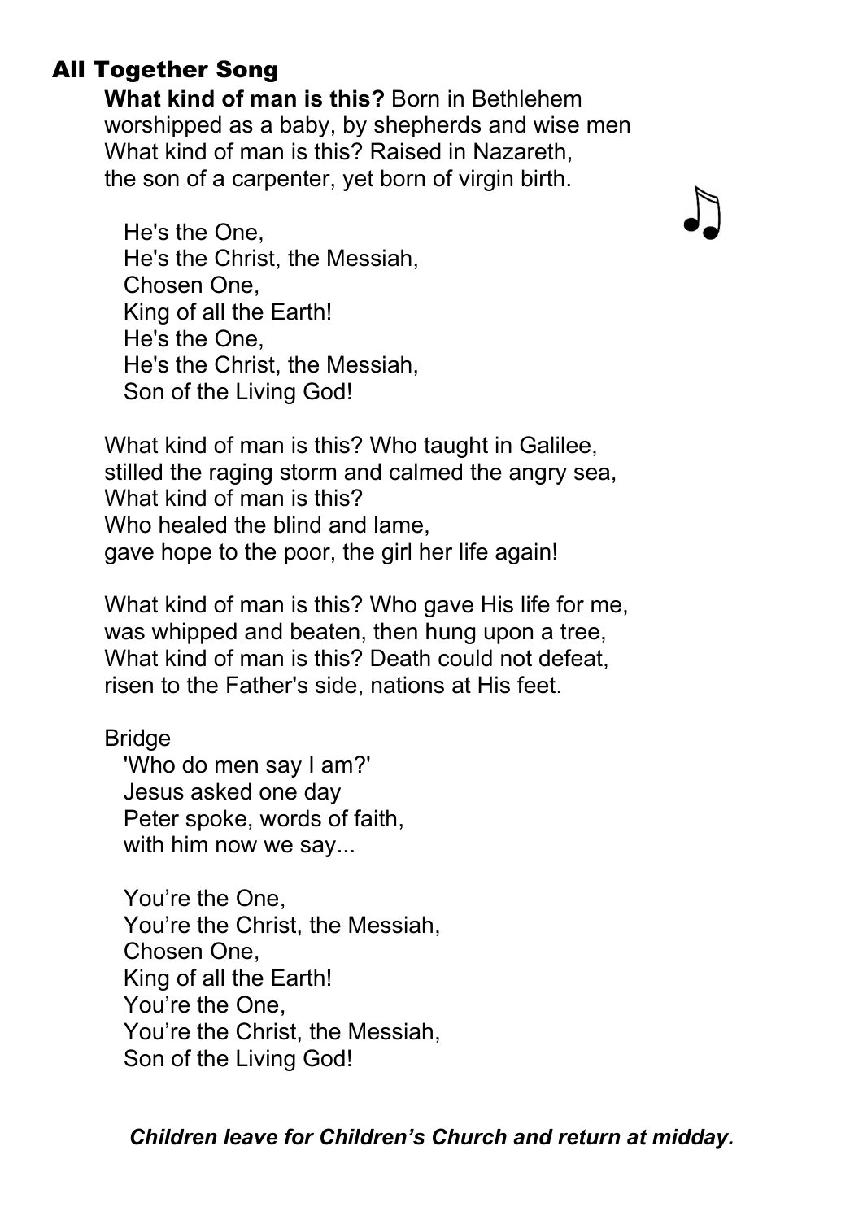## All Together Song

**What kind of man is this?** Born in Bethlehem
worshipped as a baby, by shepherds and wise men
What kind of man is this? Raised in Nazareth,
the son of a carpenter, yet born of virgin birth.

He's the One,
He's the Christ, the Messiah,
Chosen One,
King of all the Earth!
He's the One,
He's the Christ, the Messiah,
Son of the Living God!

What kind of man is this? Who taught in Galilee,
stilled the raging storm and calmed the angry sea,
What kind of man is this?
Who healed the blind and lame,
gave hope to the poor, the girl her life again!

What kind of man is this? Who gave His life for me,
was whipped and beaten, then hung upon a tree,
What kind of man is this? Death could not defeat,
risen to the Father's side, nations at His feet.

Bridge
'Who do men say I am?'
Jesus asked one day
Peter spoke, words of faith,
with him now we say...

You're the One,
You're the Christ, the Messiah,
Chosen One,
King of all the Earth!
You're the One,
You're the Christ, the Messiah,
Son of the Living God!

***Children leave for Children's Church and return at midday.***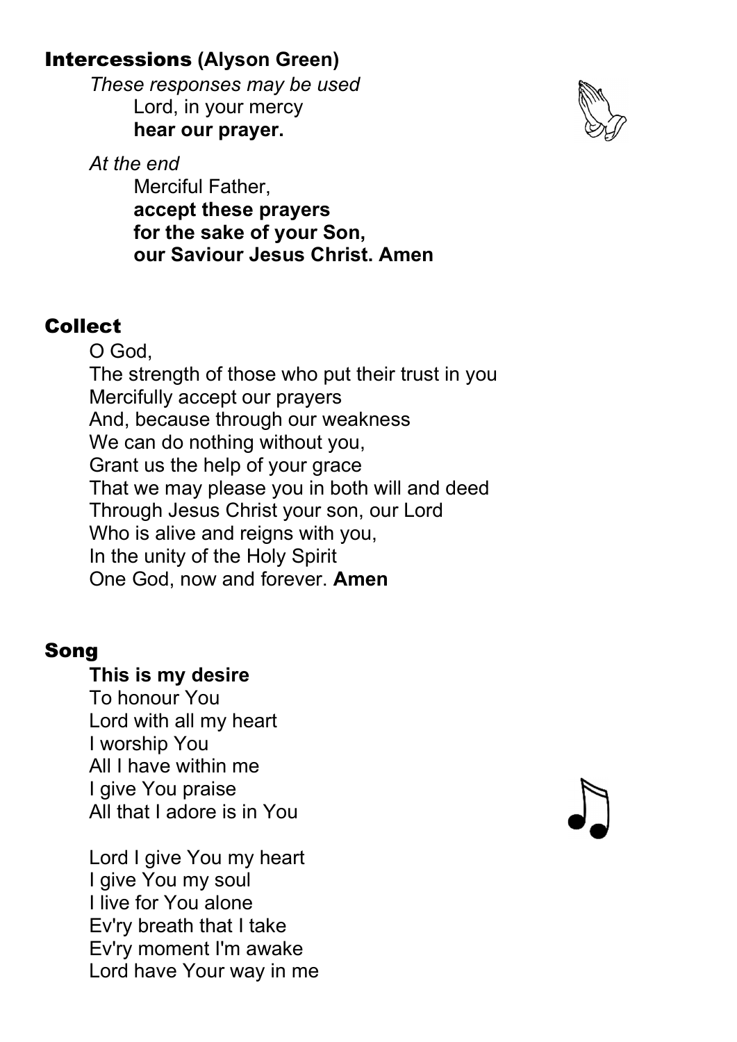## Intercessions (Alyson Green)

*These responses may be used*

Lord, in your mercy
**hear our prayer.**

*At the end*

Merciful Father,
**accept these prayers**
**for the sake of your Son,**
**our Saviour Jesus Christ. Amen**

## Collect

O God,
The strength of those who put their trust in you
Mercifully accept our prayers
And, because through our weakness
We can do nothing without you,
Grant us the help of your grace
That we may please you in both will and deed
Through Jesus Christ your son, our Lord
Who is alive and reigns with you,
In the unity of the Holy Spirit
One God, now and forever. **Amen**

## Song

**This is my desire**
To honour You
Lord with all my heart
I worship You
All I have within me
I give You praise
All that I adore is in You

Lord I give You my heart
I give You my soul
I live for You alone
Ev'ry breath that I take
Ev'ry moment I'm awake
Lord have Your way in me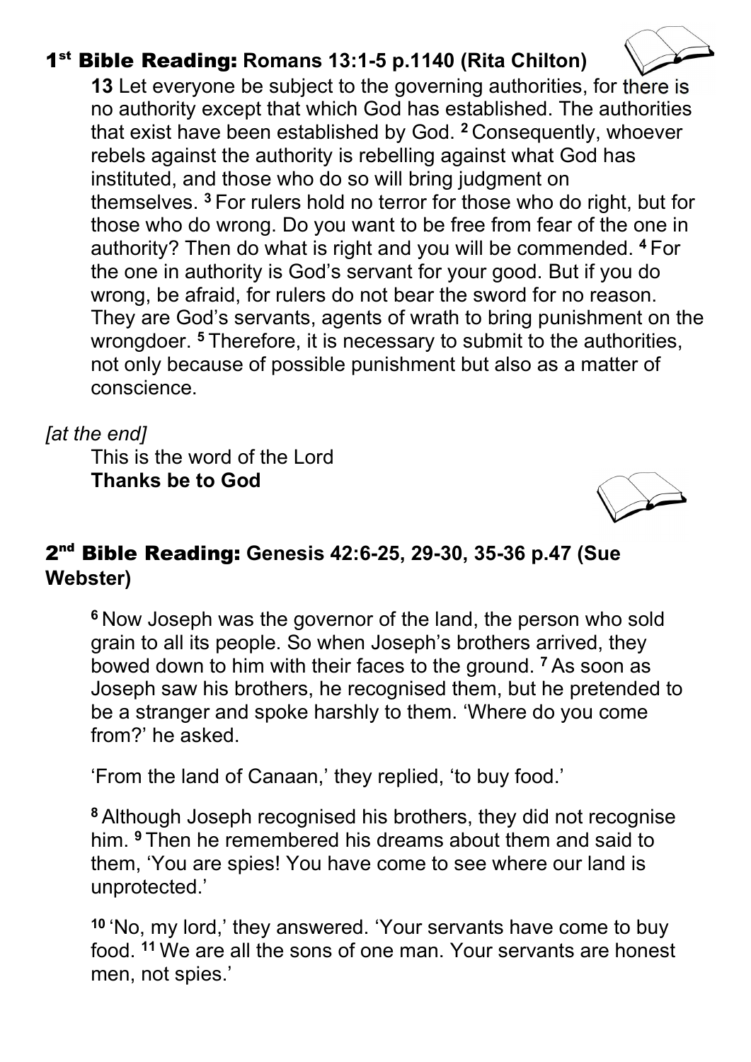## 1[st] Bible Reading: **Romans 13:1-5 p.1140 (Rita Chilton)**

**13** Let everyone be subject to the governing authorities, for there is no authority except that which God has established. The authorities that exist have been established by God. [2] Consequently, whoever rebels against the authority is rebelling against what God has instituted, and those who do so will bring judgment on themselves. [3] For rulers hold no terror for those who do right, but for those who do wrong. Do you want to be free from fear of the one in authority? Then do what is right and you will be commended. [4] For the one in authority is God's servant for your good. But if you do wrong, be afraid, for rulers do not bear the sword for no reason. They are God's servants, agents of wrath to bring punishment on the wrongdoer. [5] Therefore, it is necessary to submit to the authorities, not only because of possible punishment but also as a matter of conscience.

*[at the end]*

This is the word of the Lord
**Thanks be to God**

## 2[nd] Bible Reading: **Genesis 42:6-25, 29-30, 35-36 p.47 (Sue Webster)**

[6] Now Joseph was the governor of the land, the person who sold grain to all its people. So when Joseph's brothers arrived, they bowed down to him with their faces to the ground. [7] As soon as Joseph saw his brothers, he recognised them, but he pretended to be a stranger and spoke harshly to them. 'Where do you come from?' he asked.

'From the land of Canaan,' they replied, 'to buy food.'

[8] Although Joseph recognised his brothers, they did not recognise him. [9] Then he remembered his dreams about them and said to them, 'You are spies! You have come to see where our land is unprotected.'

[10] 'No, my lord,' they answered. 'Your servants have come to buy food. [11] We are all the sons of one man. Your servants are honest men, not spies.'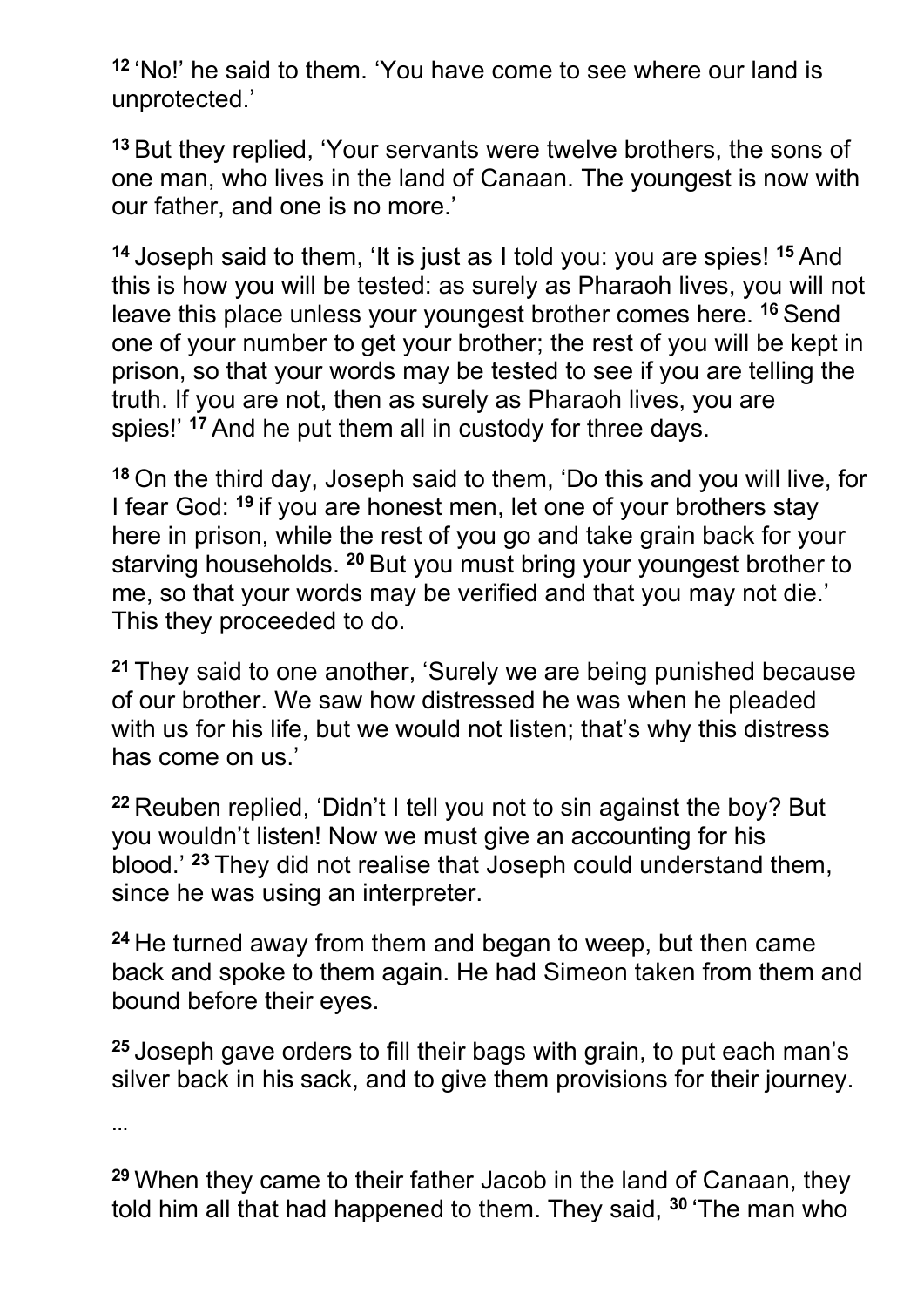[12] 'No!' he said to them. 'You have come to see where our land is unprotected.'

[13] But they replied, 'Your servants were twelve brothers, the sons of one man, who lives in the land of Canaan. The youngest is now with our father, and one is no more.'

[14] Joseph said to them, 'It is just as I told you: you are spies! [15] And this is how you will be tested: as surely as Pharaoh lives, you will not leave this place unless your youngest brother comes here. [16] Send one of your number to get your brother; the rest of you will be kept in prison, so that your words may be tested to see if you are telling the truth. If you are not, then as surely as Pharaoh lives, you are spies!' [17] And he put them all in custody for three days.

[18] On the third day, Joseph said to them, 'Do this and you will live, for I fear God: [19] if you are honest men, let one of your brothers stay here in prison, while the rest of you go and take grain back for your starving households. [20] But you must bring your youngest brother to me, so that your words may be verified and that you may not die.' This they proceeded to do.

[21] They said to one another, 'Surely we are being punished because of our brother. We saw how distressed he was when he pleaded with us for his life, but we would not listen; that's why this distress has come on us.'

[22] Reuben replied, 'Didn't I tell you not to sin against the boy? But you wouldn't listen! Now we must give an accounting for his blood.' [23] They did not realise that Joseph could understand them, since he was using an interpreter.

[24] He turned away from them and began to weep, but then came back and spoke to them again. He had Simeon taken from them and bound before their eyes.

[25] Joseph gave orders to fill their bags with grain, to put each man's silver back in his sack, and to give them provisions for their journey.

…

[29] When they came to their father Jacob in the land of Canaan, they told him all that had happened to them. They said, [30] 'The man who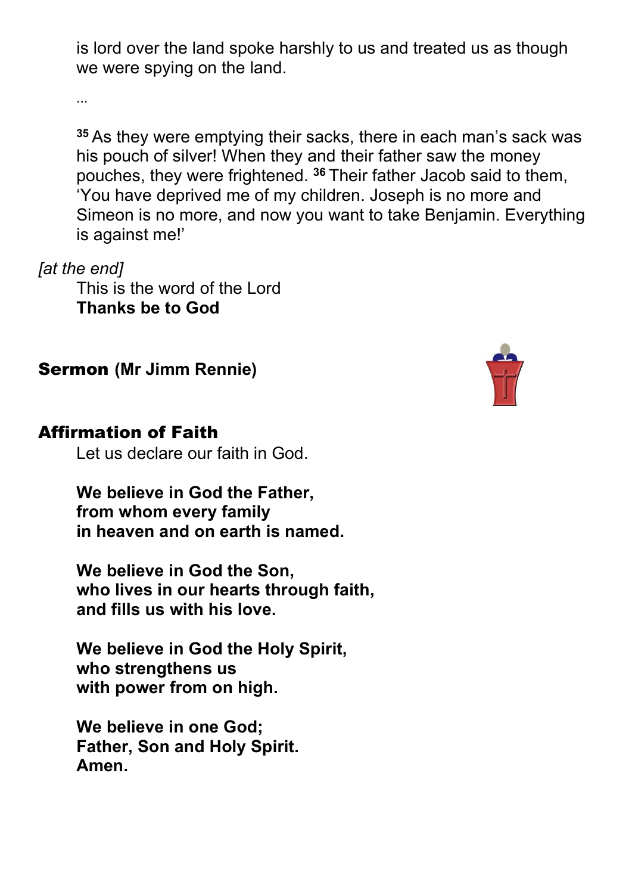is lord over the land spoke harshly to us and treated us as though we were spying on the land.

...

[35] As they were emptying their sacks, there in each man's sack was his pouch of silver! When they and their father saw the money pouches, they were frightened. [36] Their father Jacob said to them, 'You have deprived me of my children. Joseph is no more and Simeon is no more, and now you want to take Benjamin. Everything is against me!'

*[at the end]*

This is the word of the Lord
**Thanks be to God**

## Sermon (Mr Jimm Rennie)

## Affirmation of Faith

Let us declare our faith in God.

**We believe in God the Father,
from whom every family
in heaven and on earth is named.**

**We believe in God the Son,
who lives in our hearts through faith,
and fills us with his love.**

**We believe in God the Holy Spirit,
who strengthens us
with power from on high.**

**We believe in one God;
Father, Son and Holy Spirit.
Amen.**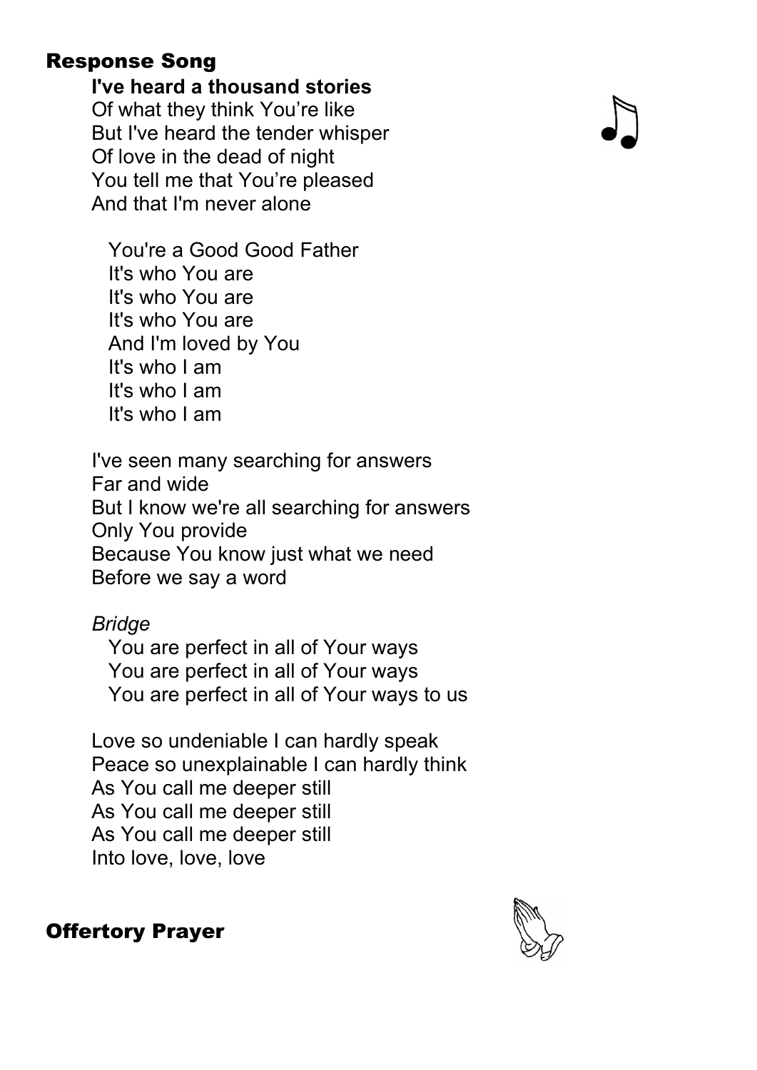## Response Song

**I've heard a thousand stories**
Of what they think You're like
But I've heard the tender whisper
Of love in the dead of night
You tell me that You're pleased
And that I'm never alone

You're a Good Good Father
It's who You are
It's who You are
It's who You are
And I'm loved by You
It's who I am
It's who I am
It's who I am

I've seen many searching for answers
Far and wide
But I know we're all searching for answers
Only You provide
Because You know just what we need
Before we say a word

*Bridge*
You are perfect in all of Your ways
You are perfect in all of Your ways
You are perfect in all of Your ways to us

Love so undeniable I can hardly speak
Peace so unexplainable I can hardly think
As You call me deeper still
As You call me deeper still
As You call me deeper still
Into love, love, love

## Offertory Prayer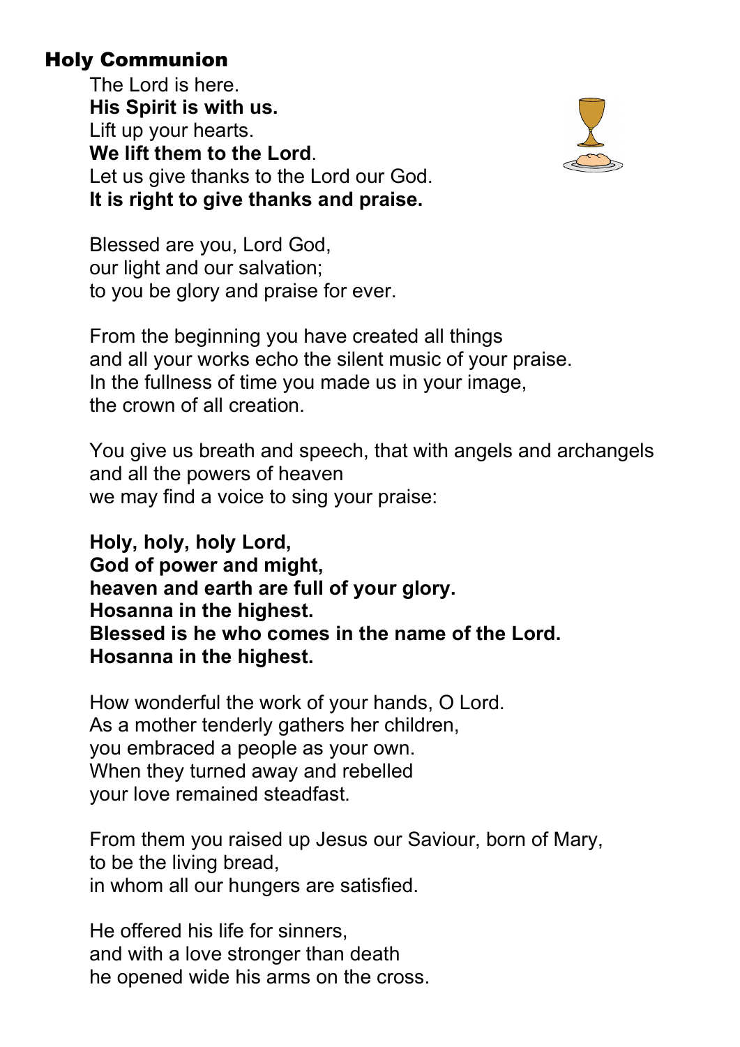## Holy Communion

The Lord is here.
**His Spirit is with us.**
Lift up your hearts.
**We lift them to the Lord**.
Let us give thanks to the Lord our God.
**It is right to give thanks and praise.**

Blessed are you, Lord God,
our light and our salvation;
to you be glory and praise for ever.

From the beginning you have created all things
and all your works echo the silent music of your praise.
In the fullness of time you made us in your image,
the crown of all creation.

You give us breath and speech, that with angels and archangels
and all the powers of heaven
we may find a voice to sing your praise:

**Holy, holy, holy Lord,**
**God of power and might,**
**heaven and earth are full of your glory.**
**Hosanna in the highest.**
**Blessed is he who comes in the name of the Lord.**
**Hosanna in the highest.**

How wonderful the work of your hands, O Lord.
As a mother tenderly gathers her children,
you embraced a people as your own.
When they turned away and rebelled
your love remained steadfast.

From them you raised up Jesus our Saviour, born of Mary,
to be the living bread,
in whom all our hungers are satisfied.

He offered his life for sinners,
and with a love stronger than death
he opened wide his arms on the cross.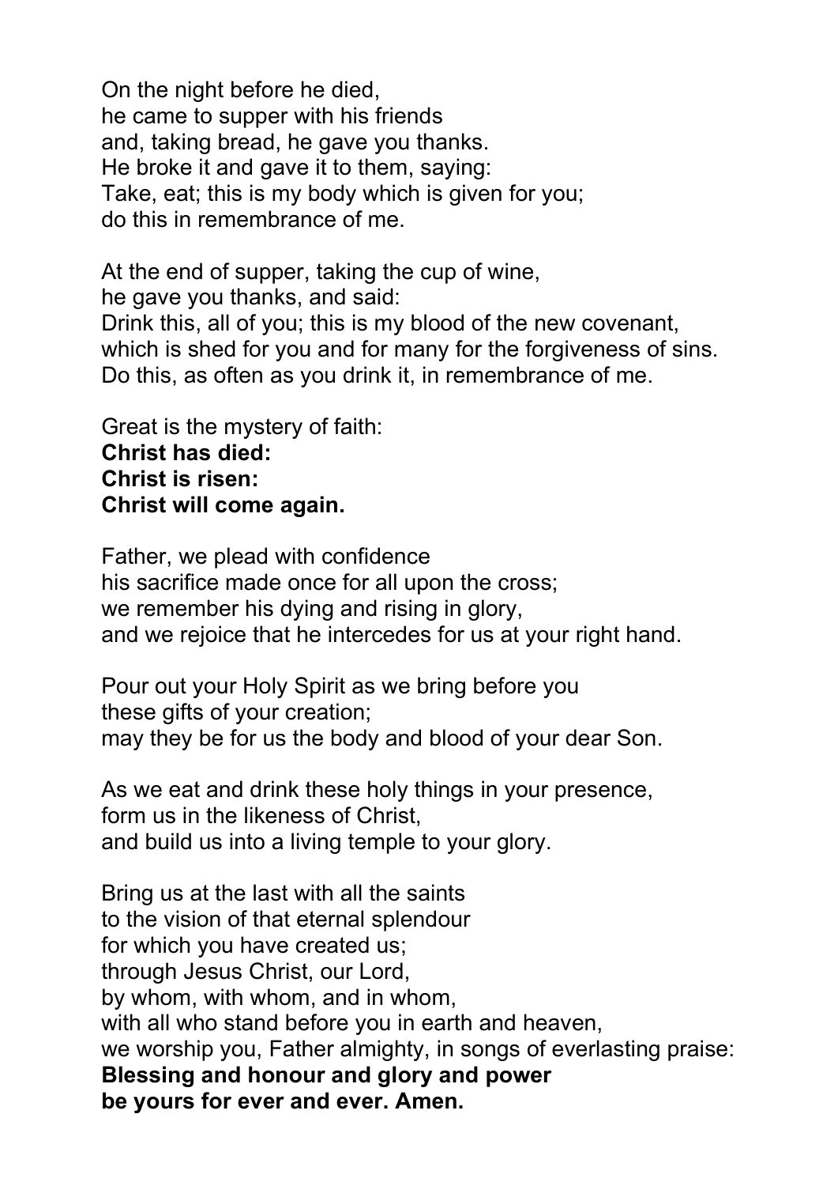On the night before he died,
he came to supper with his friends
and, taking bread, he gave you thanks.
He broke it and gave it to them, saying:
Take, eat; this is my body which is given for you;
do this in remembrance of me.

At the end of supper, taking the cup of wine,
he gave you thanks, and said:
Drink this, all of you; this is my blood of the new covenant,
which is shed for you and for many for the forgiveness of sins.
Do this, as often as you drink it, in remembrance of me.

Great is the mystery of faith:
**Christ has died:**
**Christ is risen:**
**Christ will come again.**

Father, we plead with confidence
his sacrifice made once for all upon the cross;
we remember his dying and rising in glory,
and we rejoice that he intercedes for us at your right hand.

Pour out your Holy Spirit as we bring before you
these gifts of your creation;
may they be for us the body and blood of your dear Son.

As we eat and drink these holy things in your presence,
form us in the likeness of Christ,
and build us into a living temple to your glory.

Bring us at the last with all the saints
to the vision of that eternal splendour
for which you have created us;
through Jesus Christ, our Lord,
by whom, with whom, and in whom,
with all who stand before you in earth and heaven,
we worship you, Father almighty, in songs of everlasting praise:
**Blessing and honour and glory and power**
**be yours for ever and ever. Amen.**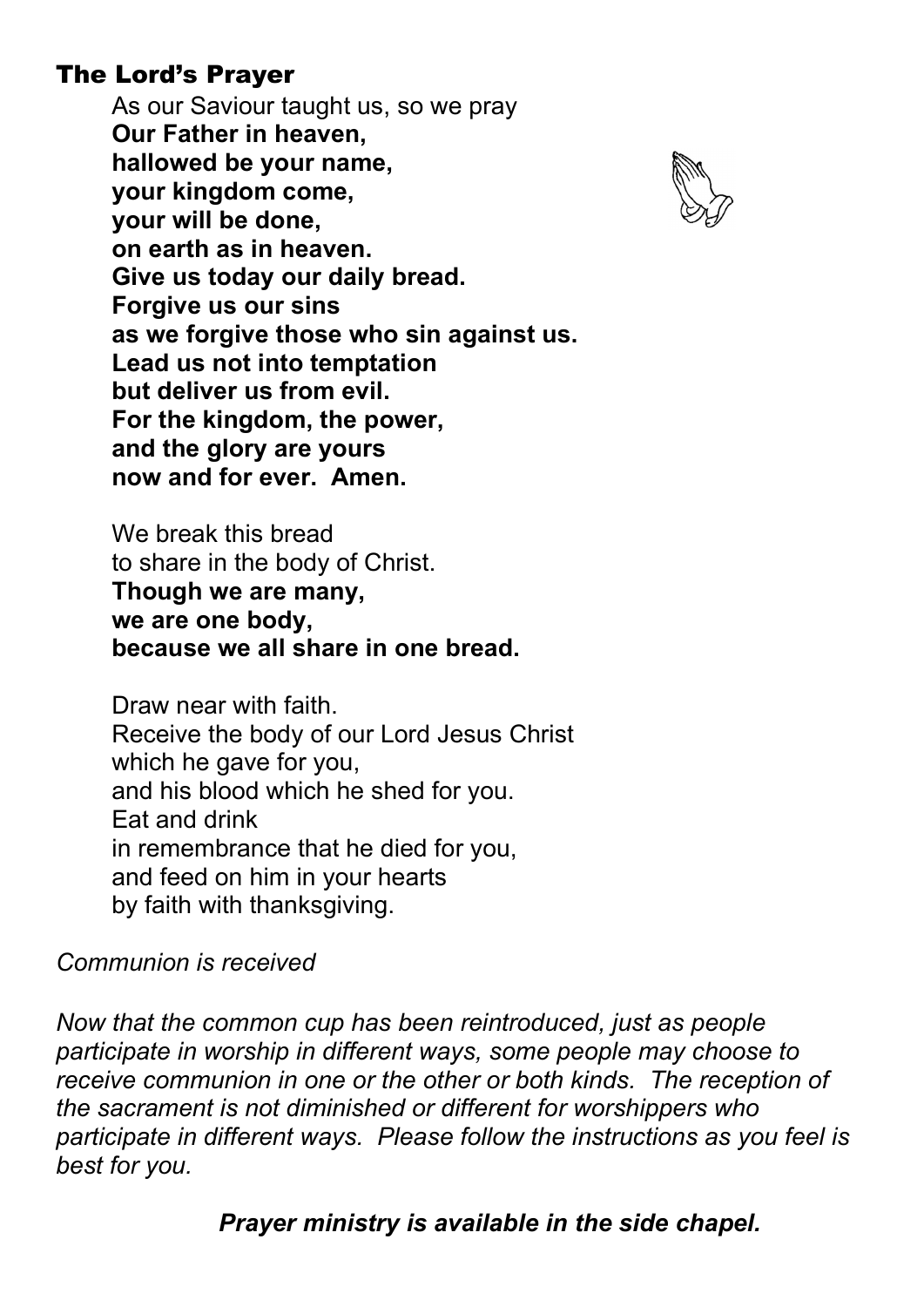## The Lord's Prayer

As our Saviour taught us, so we pray
**Our Father in heaven,**
**hallowed be your name,**
**your kingdom come,**
**your will be done,**
**on earth as in heaven.**
**Give us today our daily bread.**
**Forgive us our sins**
**as we forgive those who sin against us.**
**Lead us not into temptation**
**but deliver us from evil.**
**For the kingdom, the power,**
**and the glory are yours**
**now and for ever. Amen.**

We break this bread
to share in the body of Christ.
**Though we are many,**
**we are one body,**
**because we all share in one bread.**

Draw near with faith.
Receive the body of our Lord Jesus Christ
which he gave for you,
and his blood which he shed for you.
Eat and drink
in remembrance that he died for you,
and feed on him in your hearts
by faith with thanksgiving.

*Communion is received*

*Now that the common cup has been reintroduced, just as people participate in worship in different ways, some people may choose to receive communion in one or the other or both kinds. The reception of the sacrament is not diminished or different for worshippers who participate in different ways. Please follow the instructions as you feel is best for you.*

***Prayer ministry is available in the side chapel.***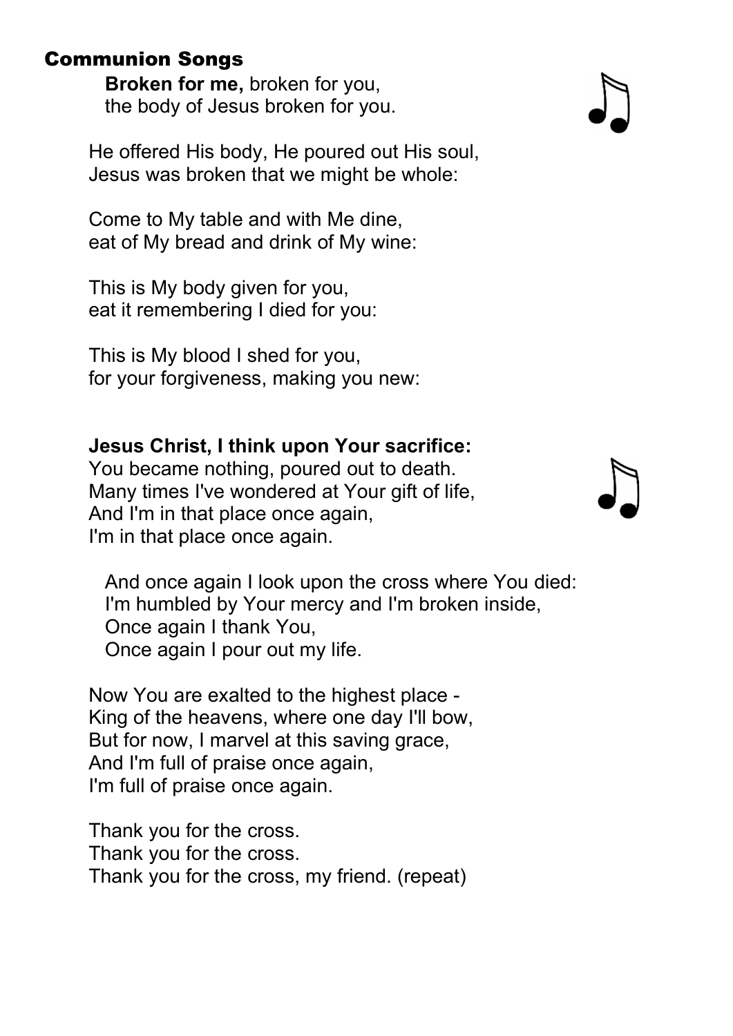## Communion Songs

**Broken for me,** broken for you,
the body of Jesus broken for you.

He offered His body, He poured out His soul,
Jesus was broken that we might be whole:

Come to My table and with Me dine,
eat of My bread and drink of My wine:

This is My body given for you,
eat it remembering I died for you:

This is My blood I shed for you,
for your forgiveness, making you new:

**Jesus Christ, I think upon Your sacrifice:**
You became nothing, poured out to death.
Many times I've wondered at Your gift of life,
And I'm in that place once again,
I'm in that place once again.

And once again I look upon the cross where You died:
I'm humbled by Your mercy and I'm broken inside,
Once again I thank You,
Once again I pour out my life.

Now You are exalted to the highest place -
King of the heavens, where one day I'll bow,
But for now, I marvel at this saving grace,
And I'm full of praise once again,
I'm full of praise once again.

Thank you for the cross.
Thank you for the cross.
Thank you for the cross, my friend. (repeat)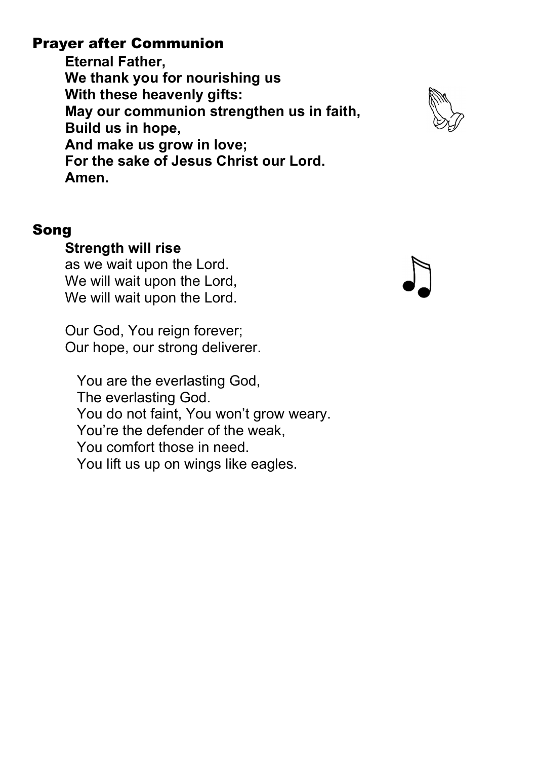## Prayer after Communion

**Eternal Father,**
**We thank you for nourishing us**
**With these heavenly gifts:**
**May our communion strengthen us in faith,**
**Build us in hope,**
**And make us grow in love;**
**For the sake of Jesus Christ our Lord.**
**Amen.**

## Song

**Strength will rise**
as we wait upon the Lord.
We will wait upon the Lord,
We will wait upon the Lord.

Our God, You reign forever;
Our hope, our strong deliverer.

You are the everlasting God,
The everlasting God.
You do not faint, You won't grow weary.
You're the defender of the weak,
You comfort those in need.
You lift us up on wings like eagles.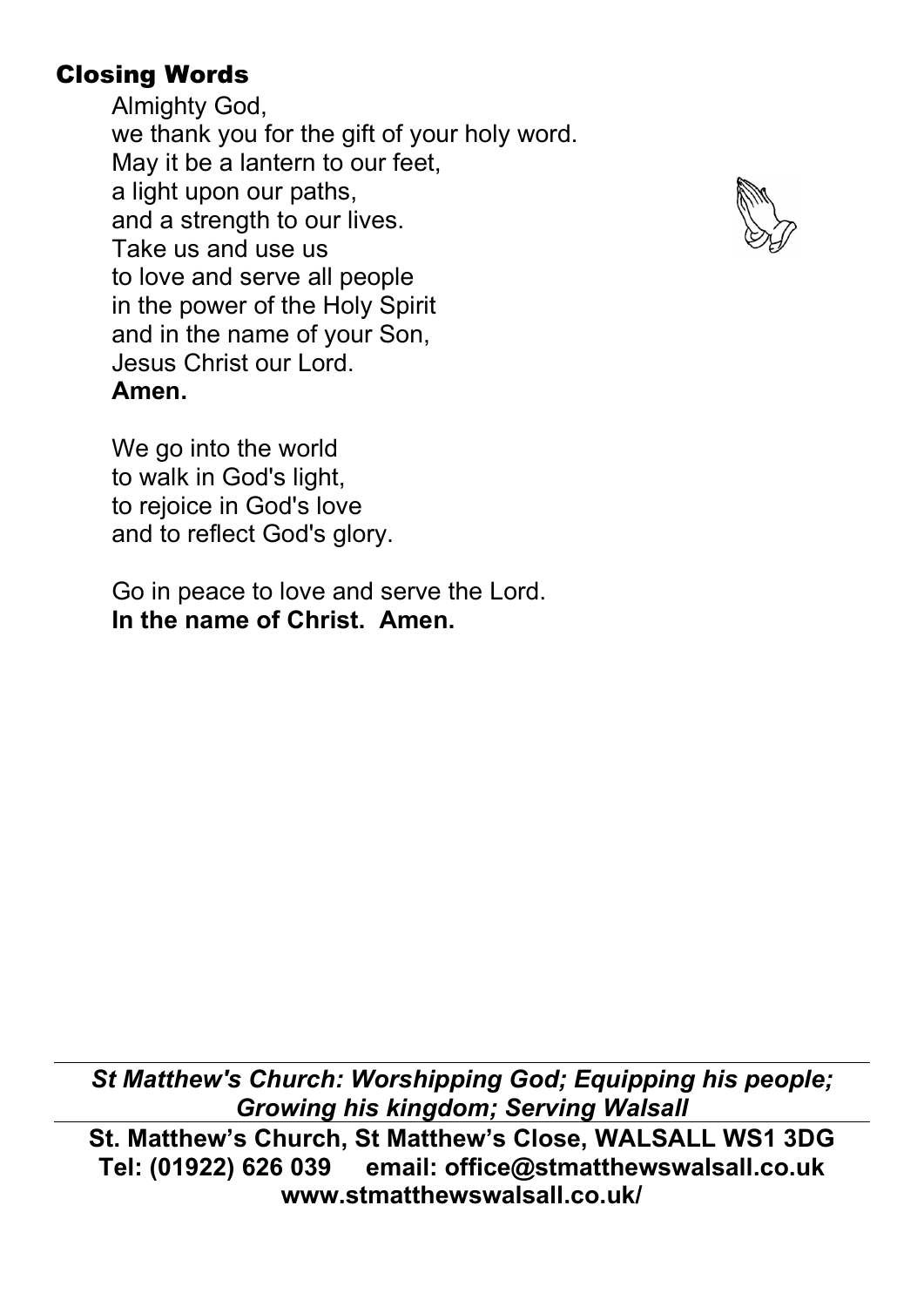## Closing Words

Almighty God,
we thank you for the gift of your holy word.
May it be a lantern to our feet,
a light upon our paths,
and a strength to our lives.
Take us and use us
to love and serve all people
in the power of the Holy Spirit
and in the name of your Son,
Jesus Christ our Lord.
**Amen.**

We go into the world
to walk in God's light,
to rejoice in God's love
and to reflect God's glory.

Go in peace to love and serve the Lord.
**In the name of Christ. Amen.**

---

***St Matthew's Church: Worshipping God; Equipping his people; Growing his kingdom; Serving Walsall***

---

**St. Matthew's Church, St Matthew's Close, WALSALL WS1 3DG**
**Tel: (01922) 626 039 email: office@stmatthewswalsall.co.uk**
**www.stmatthewswalsall.co.uk/**